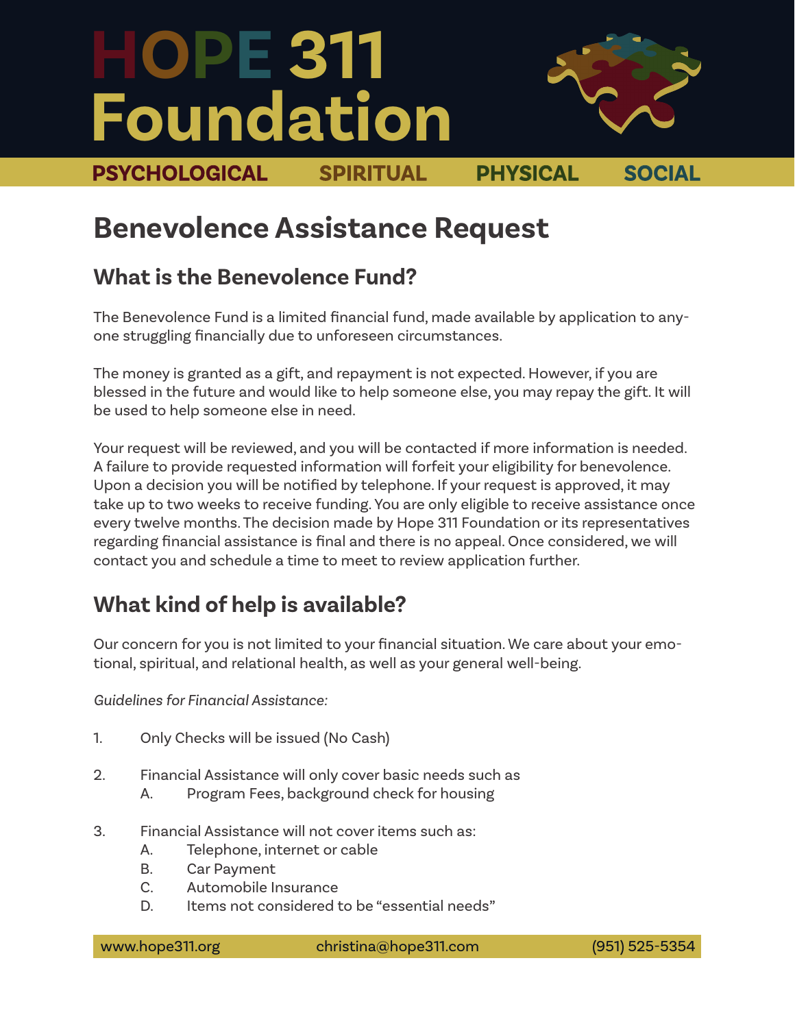# HOPE 311 Foundation

PSYCHOLOGICAL SPIRITUAL PHYSICAL SOCIAL

## Benevolence Assistance Request

### What is the Benevolence Fund?

The Benevolence Fund is a limited financial fund, made available by application to anyone struggling financially due to unforeseen circumstances.

The money is granted as a gift, and repayment is not expected. However, if you are blessed in the future and would like to help someone else, you may repay the gift. It will be used to help someone else in need.

Your request will be reviewed, and you will be contacted if more information is needed. A failure to provide requested information will forfeit your eligibility for benevolence. Upon a decision you will be notified by telephone. If your request is approved, it may take up to two weeks to receive funding. You are only eligible to receive assistance once every twelve months. The decision made by Hope 311 Foundation or its representatives regarding financial assistance is final and there is no appeal. Once considered, we will contact you and schedule a time to meet to review application further.

### What kind of help is available?

Our concern for you is not limited to your financial situation. We care about your emotional, spiritual, and relational health, as well as your general well-being.

*Guidelines for Financial Assistance:*

1. Only Checks will be issued (No Cash)

2. Financial Assistance will only cover basic needs such as
   A. Program Fees, background check for housing

3. Financial Assistance will not cover items such as:
   A. Telephone, internet or cable
   B. Car Payment
   C. Automobile Insurance
   D. Items not considered to be "essential needs"

www.hope311.org christina@hope311.com (951) 525-5354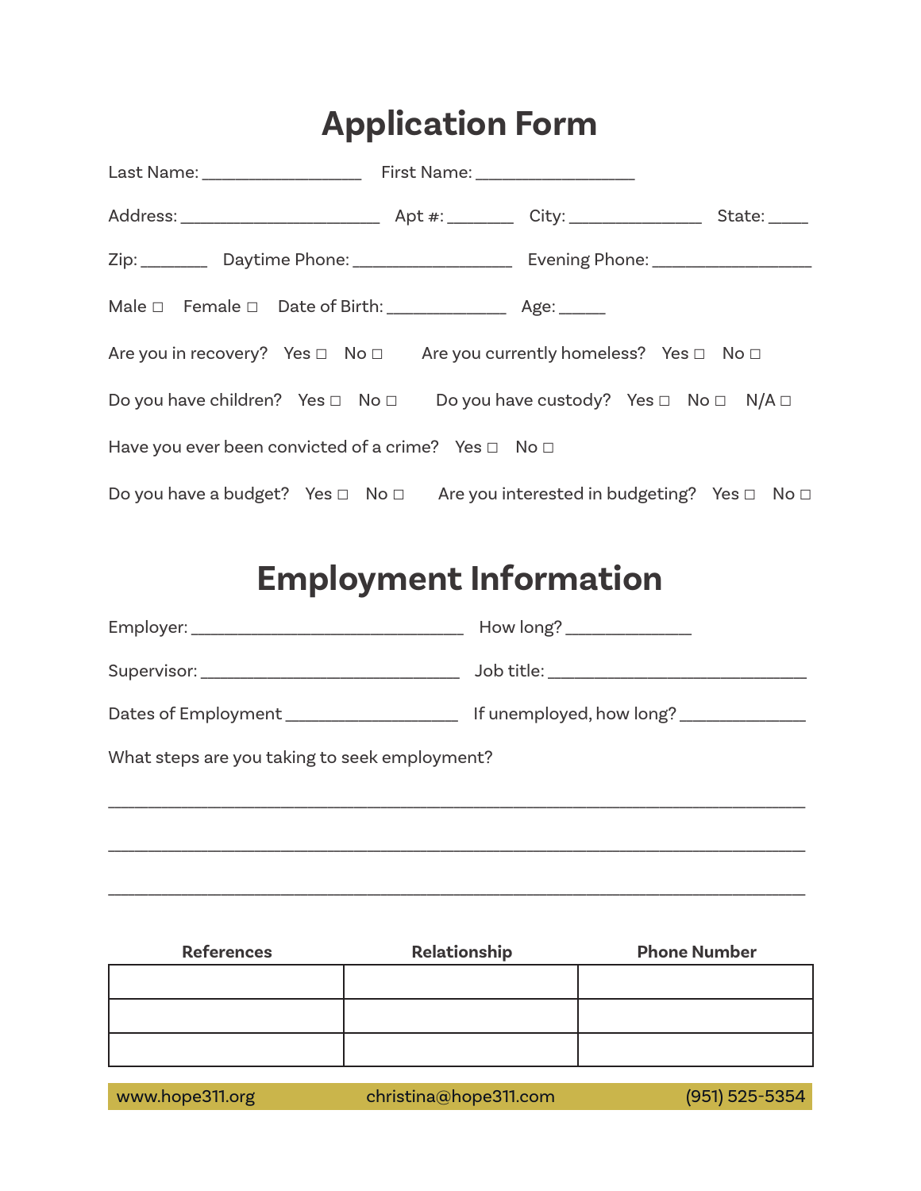# Application Form

Last Name: __________________ First Name: __________________

Address: _______________________ Apt #: ________ City: _______________ State: _____

Zip: ________ Daytime Phone: __________________ Evening Phone: __________________

Male □ Female □ Date of Birth: ______________ Age: _____

Are you in recovery? Yes □ No □ Are you currently homeless? Yes □ No □

Do you have children? Yes □ No □ Do you have custody? Yes □ No □ N/A □

Have you ever been convicted of a crime? Yes □ No □

Do you have a budget? Yes □ No □ Are you interested in budgeting? Yes □ No □

# Employment Information

Employer: _______________________________ How long? ______________

Supervisor: ______________________________ Job title: ______________________________

Dates of Employment ___________________ If unemployed, how long? ______________

What steps are you taking to seek employment?

________________________________________________________________________________

________________________________________________________________________________

________________________________________________________________________________

| References | Relationship | Phone Number |
|---|---|---|
| | | |
| | | |
| | | |

www.hope311.org christina@hope311.com (951) 525-5354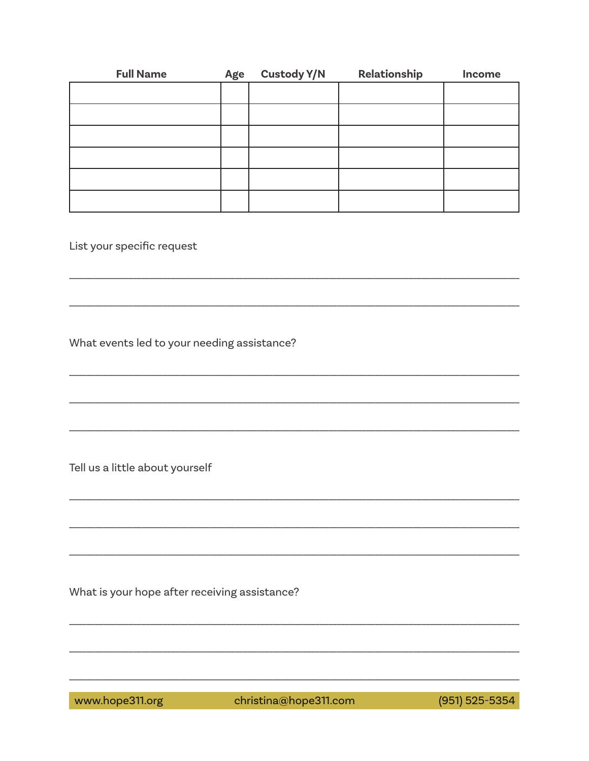| Full Name | Age | Custody Y/N | Relationship | Income |
| --- | --- | --- | --- | --- |
| | | | | |
| | | | | |
| | | | | |
| | | | | |
| | | | | |
| | | | | |

List your specific request

______________________________________________________________________

______________________________________________________________________

What events led to your needing assistance?

______________________________________________________________________

______________________________________________________________________

______________________________________________________________________

Tell us a little about yourself

______________________________________________________________________

______________________________________________________________________

______________________________________________________________________

What is your hope after receiving assistance?

______________________________________________________________________

______________________________________________________________________

______________________________________________________________________

www.hope311.org christina@hope311.com (951) 525-5354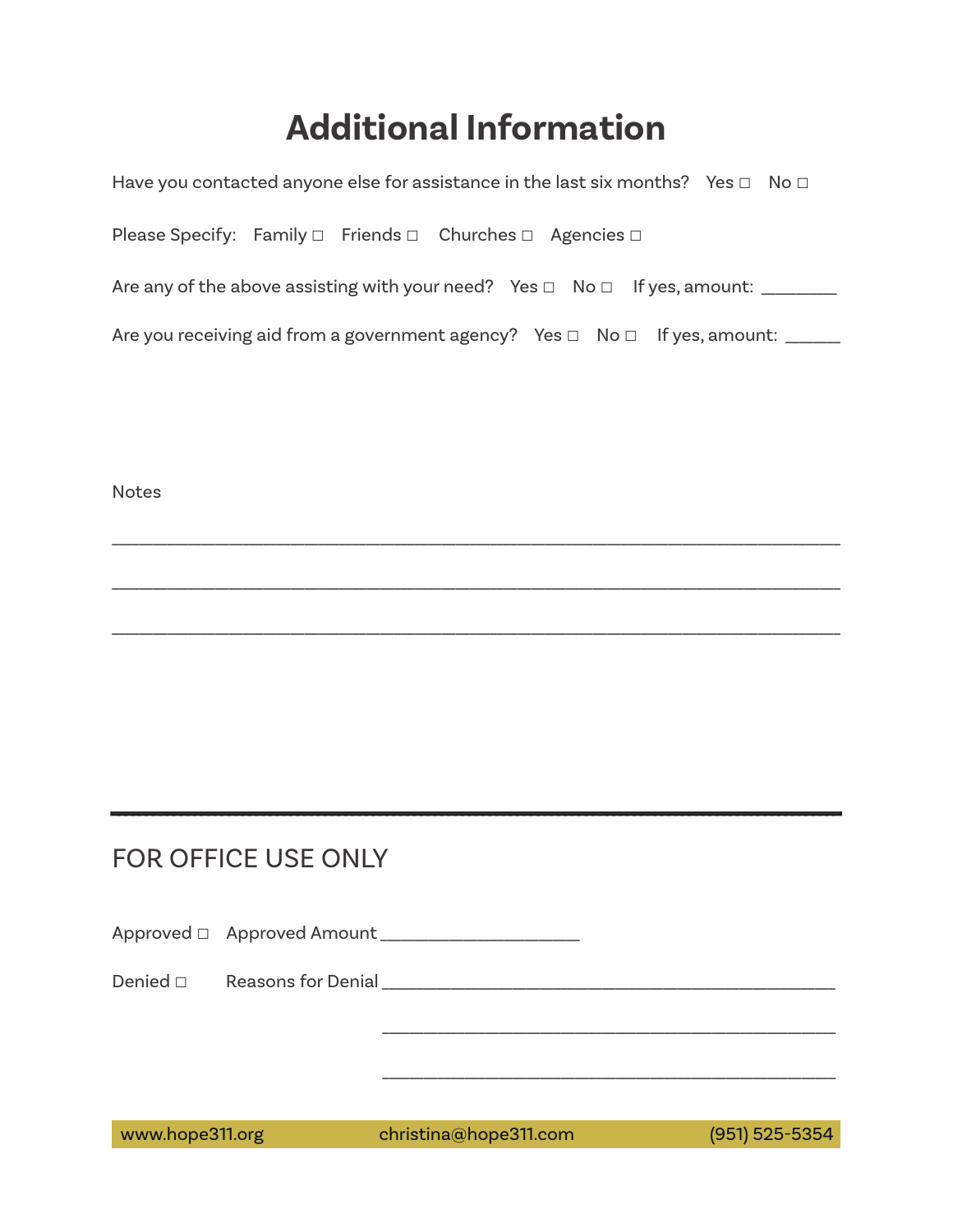# Additional Information

Have you contacted anyone else for assistance in the last six months? Yes □ No □

Please Specify: Family □ Friends □ Churches □ Agencies □

Are any of the above assisting with your need? Yes □ No □ If yes, amount: ________

Are you receiving aid from a government agency? Yes □ No □ If yes, amount: ______

Notes

________________________________________________________________________

________________________________________________________________________

________________________________________________________________________

---

## FOR OFFICE USE ONLY

Approved □ Approved Amount ____________________

Denied □ Reasons for Denial ____________________________________________

____________________________________________

____________________________________________

www.hope311.org christina@hope311.com (951) 525-5354